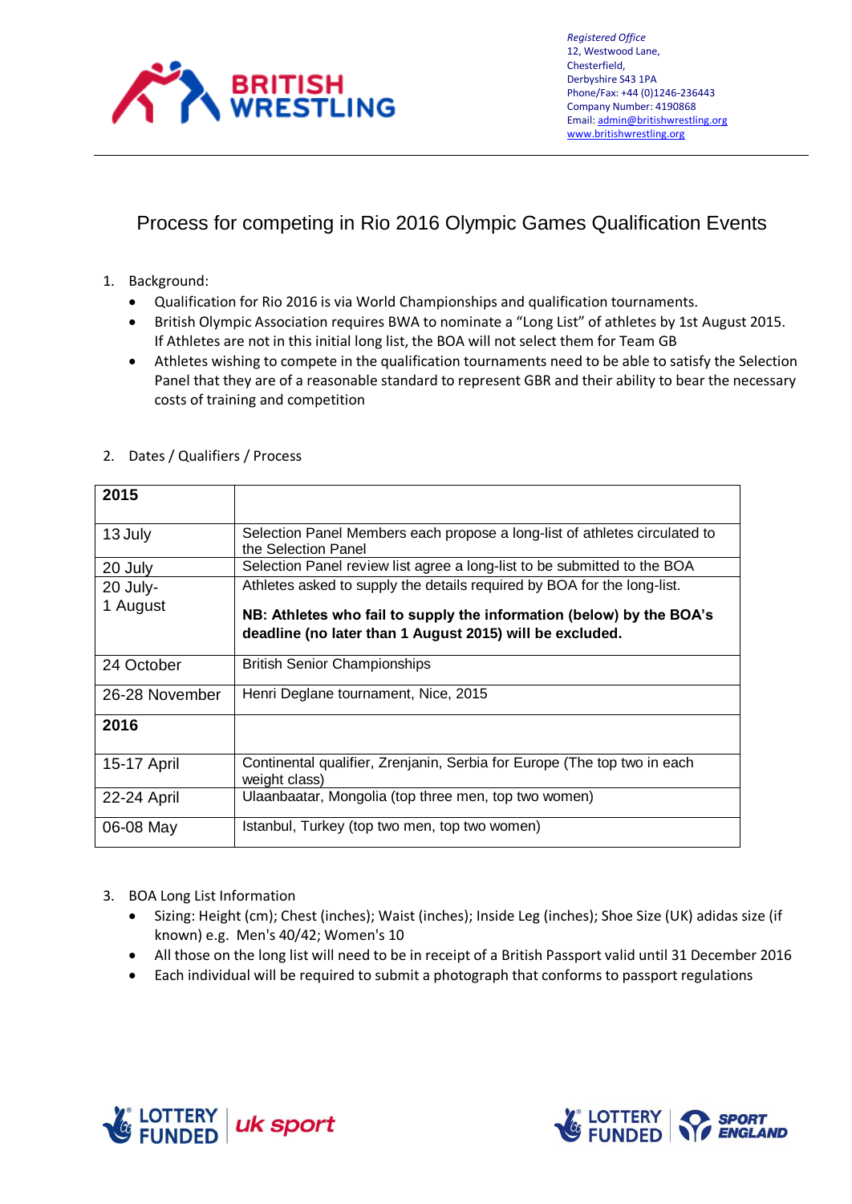Registered Office
12, Westwood Lane,
Chesterfield,
Derbyshire S43 1PA
Phone/Fax: +44 (0)1246-236443
Company Number: 4190868
Email: admin@britishwrestling.org
www.britishwrestling.org

# Process for competing in Rio 2016 Olympic Games Qualification Events

1. Background:
   - Qualification for Rio 2016 is via World Championships and qualification tournaments.
   - British Olympic Association requires BWA to nominate a "Long List" of athletes by 1st August 2015. If Athletes are not in this initial long list, the BOA will not select them for Team GB
   - Athletes wishing to compete in the qualification tournaments need to be able to satisfy the Selection Panel that they are of a reasonable standard to represent GBR and their ability to bear the necessary costs of training and competition

2. Dates / Qualifiers / Process

| **2015** | |
|---|---|
| 13 July | Selection Panel Members each propose a long-list of athletes circulated to the Selection Panel |
| 20 July | Selection Panel review list agree a long-list to be submitted to the BOA |
| 20 July- 1 August | Athletes asked to supply the details required by BOA for the long-list. **NB: Athletes who fail to supply the information (below) by the BOA's deadline (no later than 1 August 2015) will be excluded.** |
| 24 October | British Senior Championships |
| 26-28 November | Henri Deglane tournament, Nice, 2015 |
| **2016** | |
| 15-17 April | Continental qualifier, Zrenjanin, Serbia for Europe (The top two in each weight class) |
| 22-24 April | Ulaanbaatar, Mongolia (top three men, top two women) |
| 06-08 May | Istanbul, Turkey (top two men, top two women) |

3. BOA Long List Information
   - Sizing: Height (cm); Chest (inches); Waist (inches); Inside Leg (inches); Shoe Size (UK) adidas size (if known) e.g. Men's 40/42; Women's 10
   - All those on the long list will need to be in receipt of a British Passport valid until 31 December 2016
   - Each individual will be required to submit a photograph that conforms to passport regulations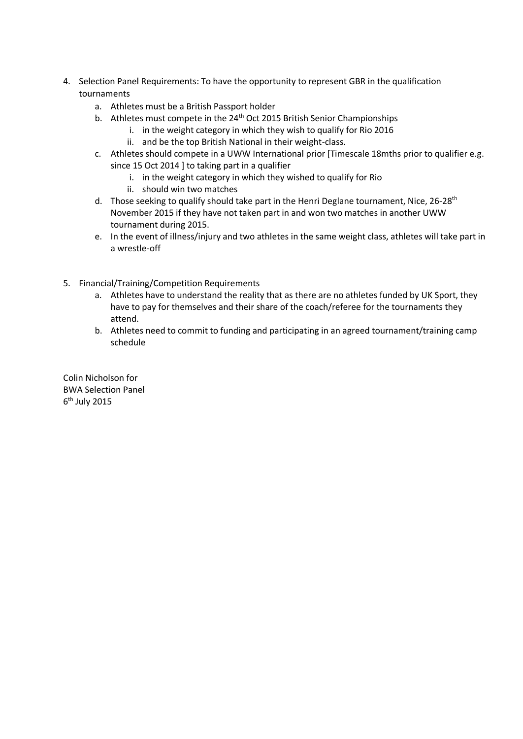4. Selection Panel Requirements: To have the opportunity to represent GBR in the qualification tournaments
    a. Athletes must be a British Passport holder
    b. Athletes must compete in the 24th Oct 2015 British Senior Championships
        i. in the weight category in which they wish to qualify for Rio 2016
        ii. and be the top British National in their weight-class.
    c. Athletes should compete in a UWW International prior [Timescale 18mths prior to qualifier e.g. since 15 Oct 2014 ] to taking part in a qualifier
        i. in the weight category in which they wished to qualify for Rio
        ii. should win two matches
    d. Those seeking to qualify should take part in the Henri Deglane tournament, Nice, 26-28th November 2015 if they have not taken part in and won two matches in another UWW tournament during 2015.
    e. In the event of illness/injury and two athletes in the same weight class, athletes will take part in a wrestle-off

5. Financial/Training/Competition Requirements
    a. Athletes have to understand the reality that as there are no athletes funded by UK Sport, they have to pay for themselves and their share of the coach/referee for the tournaments they attend.
    b. Athletes need to commit to funding and participating in an agreed tournament/training camp schedule

Colin Nicholson for
BWA Selection Panel
6th July 2015